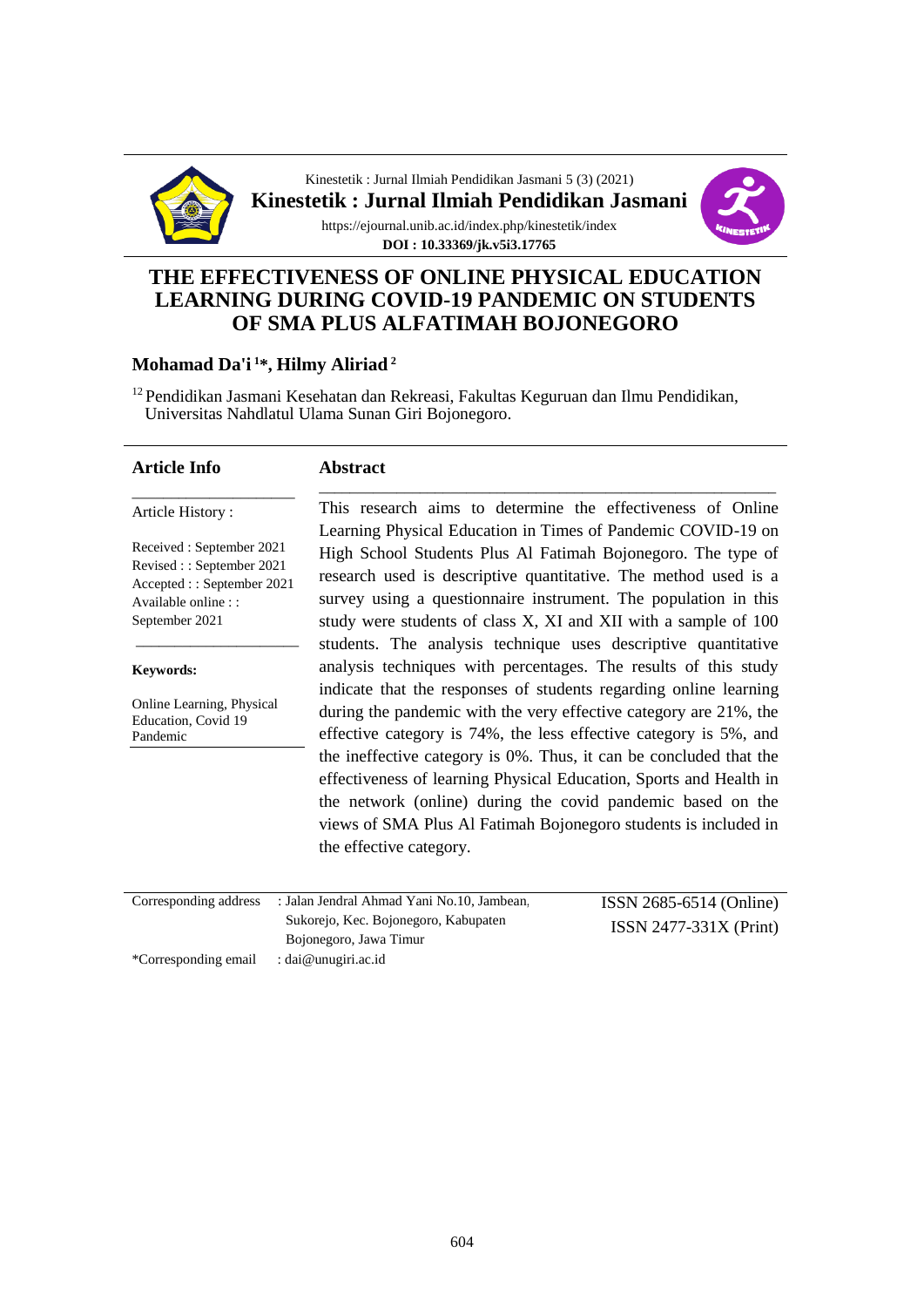Kinestetik : Jurnal Ilmiah Pendidikan Jasmani 5 (3) (2021)

**Kinestetik : Jurnal Ilmiah Pendidikan Jasmani**

https://ejournal.unib.ac.id/index.php/kinestetik/index

**DOI : 10.33369/jk.v5i3.17765**

# THE EFFECTIVENESS OF ONLINE PHYSICAL EDUCATION LEARNING DURING COVID-19 PANDEMIC ON STUDENTS OF SMA PLUS ALFATIMAH BOJONEGORO

**Mohamad Da'i [1]*, Hilmy Aliriad [2]**

[12] Pendidikan Jasmani Kesehatan dan Rekreasi, Fakultas Keguruan dan Ilmu Pendidikan, Universitas Nahdlatul Ulama Sunan Giri Bojonegoro.

## Article Info

Article History :

Received : September 2021
Revised : : September 2021
Accepted : : September 2021
Available online : : September 2021

**Keywords:**

Online Learning, Physical Education, Covid 19 Pandemic

## Abstract

This research aims to determine the effectiveness of Online Learning Physical Education in Times of Pandemic COVID-19 on High School Students Plus Al Fatimah Bojonegoro. The type of research used is descriptive quantitative. The method used is a survey using a questionnaire instrument. The population in this study were students of class X, XI and XII with a sample of 100 students. The analysis technique uses descriptive quantitative analysis techniques with percentages. The results of this study indicate that the responses of students regarding online learning during the pandemic with the very effective category are 21%, the effective category is 74%, the less effective category is 5%, and the ineffective category is 0%. Thus, it can be concluded that the effectiveness of learning Physical Education, Sports and Health in the network (online) during the covid pandemic based on the views of SMA Plus Al Fatimah Bojonegoro students is included in the effective category.

Corresponding address : Jalan Jendral Ahmad Yani No.10, Jambean, Sukorejo, Kec. Bojonegoro, Kabupaten Bojonegoro, Jawa Timur

*Corresponding email : dai@unugiri.ac.id

ISSN 2685-6514 (Online)
ISSN 2477-331X (Print)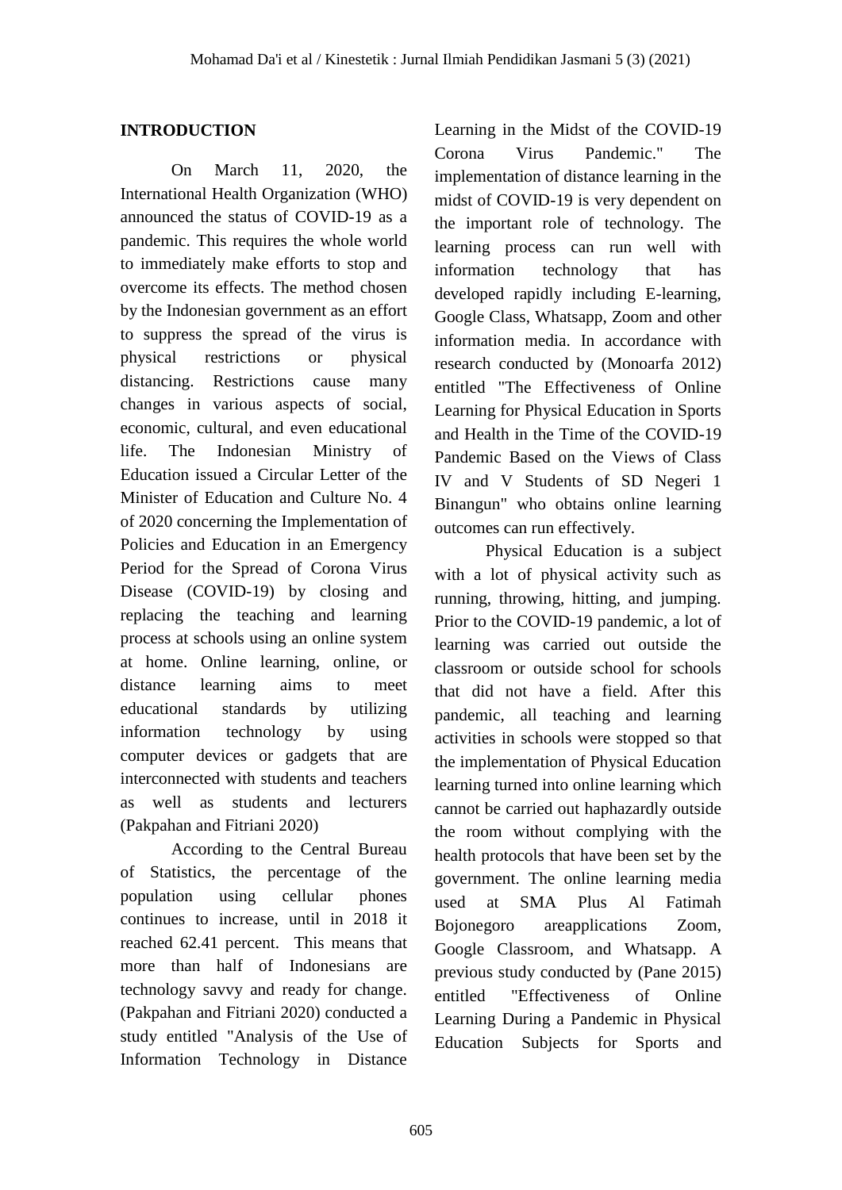## INTRODUCTION

On March 11, 2020, the International Health Organization (WHO) announced the status of COVID-19 as a pandemic. This requires the whole world to immediately make efforts to stop and overcome its effects. The method chosen by the Indonesian government as an effort to suppress the spread of the virus is physical restrictions or physical distancing. Restrictions cause many changes in various aspects of social, economic, cultural, and even educational life. The Indonesian Ministry of Education issued a Circular Letter of the Minister of Education and Culture No. 4 of 2020 concerning the Implementation of Policies and Education in an Emergency Period for the Spread of Corona Virus Disease (COVID-19) by closing and replacing the teaching and learning process at schools using an online system at home. Online learning, online, or distance learning aims to meet educational standards by utilizing information technology by using computer devices or gadgets that are interconnected with students and teachers as well as students and lecturers (Pakpahan and Fitriani 2020)

According to the Central Bureau of Statistics, the percentage of the population using cellular phones continues to increase, until in 2018 it reached 62.41 percent. This means that more than half of Indonesians are technology savvy and ready for change. (Pakpahan and Fitriani 2020) conducted a study entitled "Analysis of the Use of Information Technology in Distance Learning in the Midst of the COVID-19 Corona Virus Pandemic." The implementation of distance learning in the midst of COVID-19 is very dependent on the important role of technology. The learning process can run well with information technology that has developed rapidly including E-learning, Google Class, Whatsapp, Zoom and other information media. In accordance with research conducted by (Monoarfa 2012) entitled "The Effectiveness of Online Learning for Physical Education in Sports and Health in the Time of the COVID-19 Pandemic Based on the Views of Class IV and V Students of SD Negeri 1 Binangun" who obtains online learning outcomes can run effectively.

Physical Education is a subject with a lot of physical activity such as running, throwing, hitting, and jumping. Prior to the COVID-19 pandemic, a lot of learning was carried out outside the classroom or outside school for schools that did not have a field. After this pandemic, all teaching and learning activities in schools were stopped so that the implementation of Physical Education learning turned into online learning which cannot be carried out haphazardly outside the room without complying with the health protocols that have been set by the government. The online learning media used at SMA Plus Al Fatimah Bojonegoro areapplications Zoom, Google Classroom, and Whatsapp. A previous study conducted by (Pane 2015) entitled "Effectiveness of Online Learning During a Pandemic in Physical Education Subjects for Sports and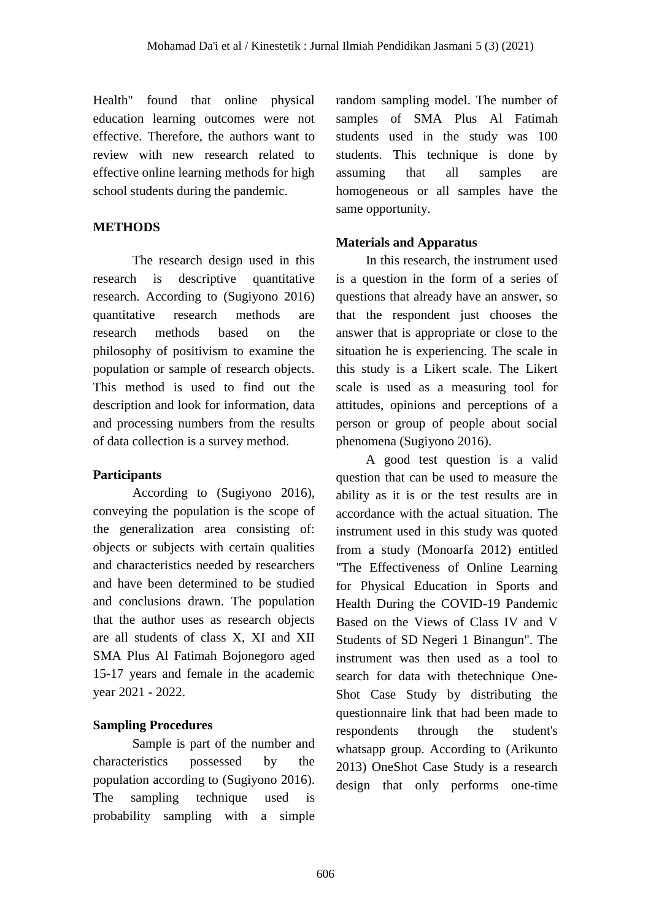Health" found that online physical education learning outcomes were not effective. Therefore, the authors want to review with new research related to effective online learning methods for high school students during the pandemic.

## METHODS

The research design used in this research is descriptive quantitative research. According to (Sugiyono 2016) quantitative research methods are research methods based on the philosophy of positivism to examine the population or sample of research objects. This method is used to find out the description and look for information, data and processing numbers from the results of data collection is a survey method.

### Participants

According to (Sugiyono 2016), conveying the population is the scope of the generalization area consisting of: objects or subjects with certain qualities and characteristics needed by researchers and have been determined to be studied and conclusions drawn. The population that the author uses as research objects are all students of class X, XI and XII SMA Plus Al Fatimah Bojonegoro aged 15-17 years and female in the academic year 2021 - 2022.

### Sampling Procedures

Sample is part of the number and characteristics possessed by the population according to (Sugiyono 2016). The sampling technique used is probability sampling with a simple random sampling model. The number of samples of SMA Plus Al Fatimah students used in the study was 100 students. This technique is done by assuming that all samples are homogeneous or all samples have the same opportunity.

### Materials and Apparatus

In this research, the instrument used is a question in the form of a series of questions that already have an answer, so that the respondent just chooses the answer that is appropriate or close to the situation he is experiencing. The scale in this study is a Likert scale. The Likert scale is used as a measuring tool for attitudes, opinions and perceptions of a person or group of people about social phenomena (Sugiyono 2016).

A good test question is a valid question that can be used to measure the ability as it is or the test results are in accordance with the actual situation. The instrument used in this study was quoted from a study (Monoarfa 2012) entitled "The Effectiveness of Online Learning for Physical Education in Sports and Health During the COVID-19 Pandemic Based on the Views of Class IV and V Students of SD Negeri 1 Binangun". The instrument was then used as a tool to search for data with thetechnique One-Shot Case Study by distributing the questionnaire link that had been made to respondents through the student's whatsapp group. According to (Arikunto 2013) OneShot Case Study is a research design that only performs one-time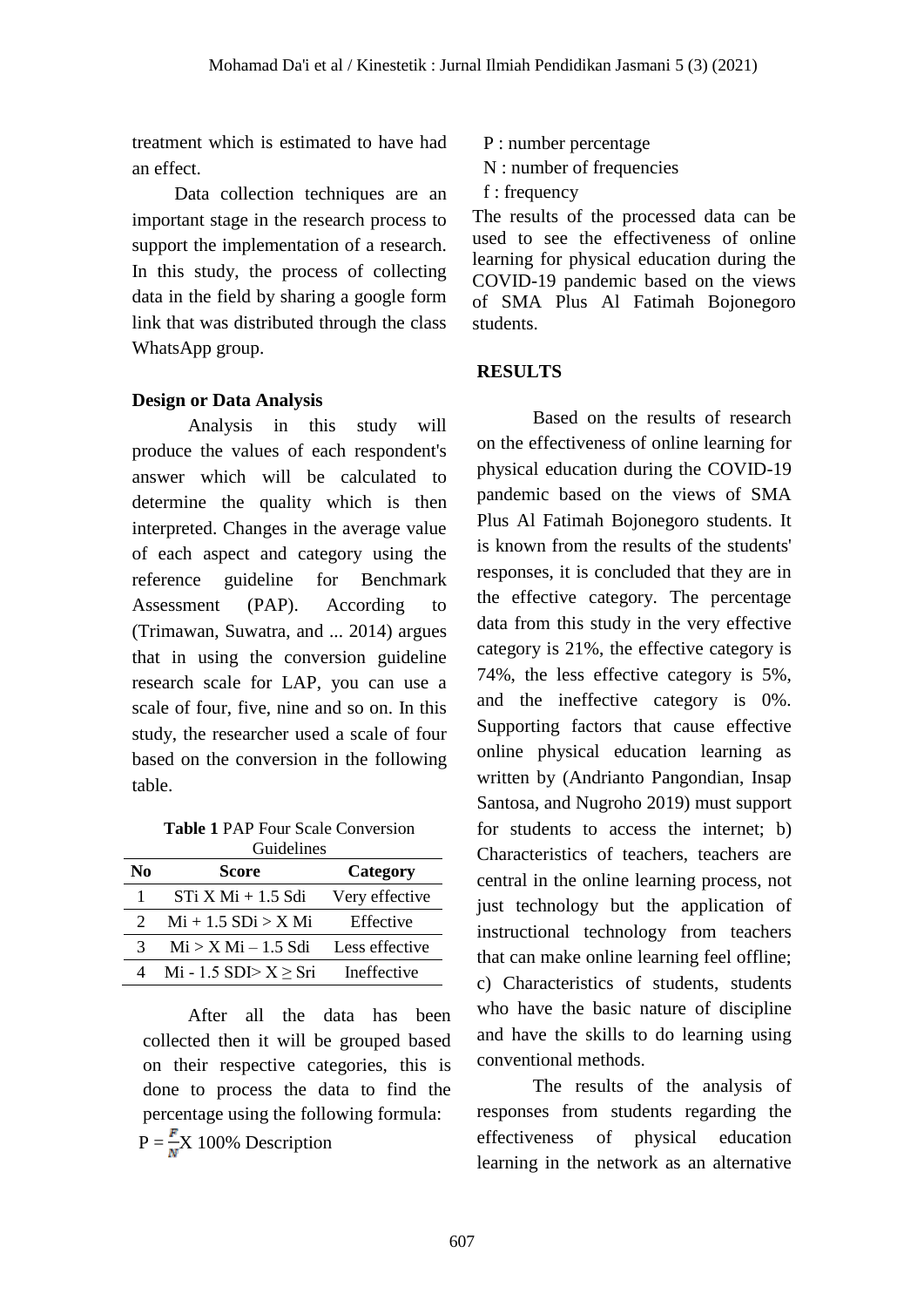treatment which is estimated to have had an effect.

Data collection techniques are an important stage in the research process to support the implementation of a research. In this study, the process of collecting data in the field by sharing a google form link that was distributed through the class WhatsApp group.

**Design or Data Analysis**

Analysis in this study will produce the values of each respondent's answer which will be calculated to determine the quality which is then interpreted. Changes in the average value of each aspect and category using the reference guideline for Benchmark Assessment (PAP). According to (Trimawan, Suwatra, and ... 2014) argues that in using the conversion guideline research scale for LAP, you can use a scale of four, five, nine and so on. In this study, the researcher used a scale of four based on the conversion in the following table.

**Table 1** PAP Four Scale Conversion Guidelines

| No | Score | Category |
|---|---|---|
| 1 | STi X Mi + 1.5 Sdi | Very effective |
| 2 | Mi + 1.5 SDi > X Mi | Effective |
| 3 | Mi > X Mi – 1.5 Sdi | Less effective |
| 4 | Mi - 1.5 SDI> X ≥ Sri | Ineffective |

After all the data has been collected then it will be grouped based on their respective categories, this is done to process the data to find the percentage using the following formula:

$P = \frac{F}{N} X\ 100\%$ Description

P : number percentage
N : number of frequencies
f : frequency

The results of the processed data can be used to see the effectiveness of online learning for physical education during the COVID-19 pandemic based on the views of SMA Plus Al Fatimah Bojonegoro students.

## RESULTS

Based on the results of research on the effectiveness of online learning for physical education during the COVID-19 pandemic based on the views of SMA Plus Al Fatimah Bojonegoro students. It is known from the results of the students' responses, it is concluded that they are in the effective category. The percentage data from this study in the very effective category is 21%, the effective category is 74%, the less effective category is 5%, and the ineffective category is 0%. Supporting factors that cause effective online physical education learning as written by (Andrianto Pangondian, Insap Santosa, and Nugroho 2019) must support for students to access the internet; b) Characteristics of teachers, teachers are central in the online learning process, not just technology but the application of instructional technology from teachers that can make online learning feel offline; c) Characteristics of students, students who have the basic nature of discipline and have the skills to do learning using conventional methods.

The results of the analysis of responses from students regarding the effectiveness of physical education learning in the network as an alternative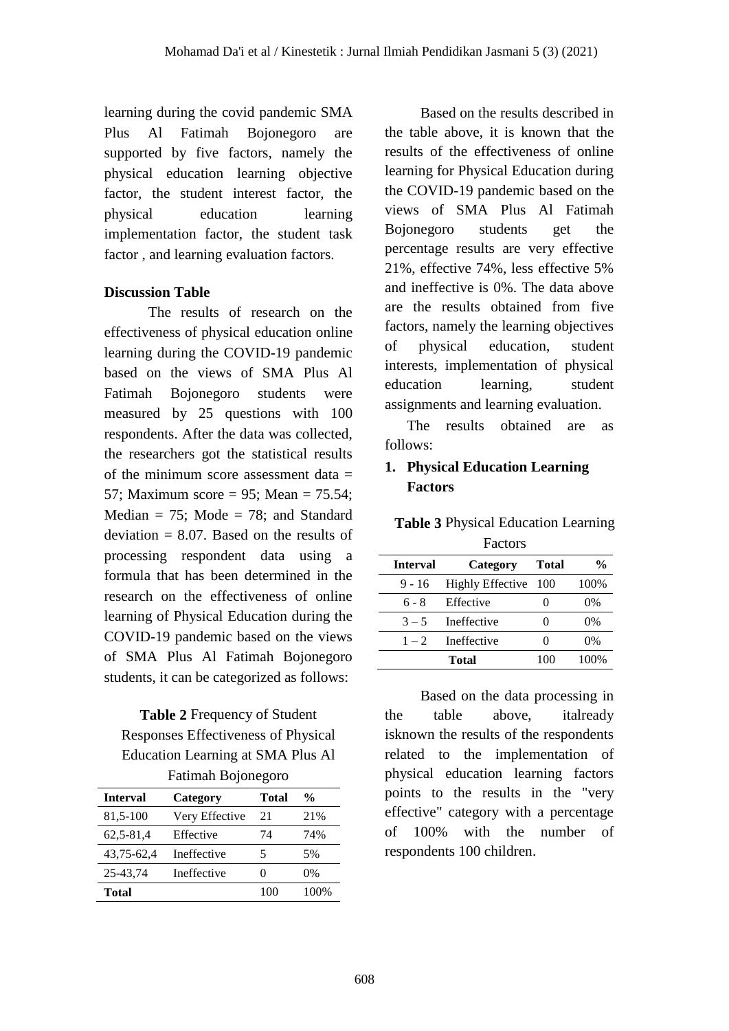learning during the covid pandemic SMA Plus Al Fatimah Bojonegoro are supported by five factors, namely the physical education learning objective factor, the student interest factor, the physical education learning implementation factor, the student task factor , and learning evaluation factors.

**Discussion Table**

The results of research on the effectiveness of physical education online learning during the COVID-19 pandemic based on the views of SMA Plus Al Fatimah Bojonegoro students were measured by 25 questions with 100 respondents. After the data was collected, the researchers got the statistical results of the minimum score assessment data = 57; Maximum score = 95; Mean = 75.54; Median = 75; Mode = 78; and Standard deviation = 8.07. Based on the results of processing respondent data using a formula that has been determined in the research on the effectiveness of online learning of Physical Education during the COVID-19 pandemic based on the views of SMA Plus Al Fatimah Bojonegoro students, it can be categorized as follows:

**Table 2** Frequency of Student Responses Effectiveness of Physical Education Learning at SMA Plus Al Fatimah Bojonegoro

| Interval | Category | Total | % |
|---|---|---|---|
| 81,5-100 | Very Effective | 21 | 21% |
| 62,5-81,4 | Effective | 74 | 74% |
| 43,75-62,4 | Ineffective | 5 | 5% |
| 25-43,74 | Ineffective | 0 | 0% |
| **Total** | | 100 | 100% |

Based on the results described in the table above, it is known that the results of the effectiveness of online learning for Physical Education during the COVID-19 pandemic based on the views of SMA Plus Al Fatimah Bojonegoro students get the percentage results are very effective 21%, effective 74%, less effective 5% and ineffective is 0%. The data above are the results obtained from five factors, namely the learning objectives of physical education, student interests, implementation of physical education learning, student assignments and learning evaluation.

The results obtained are as follows:

1. **Physical Education Learning Factors**

**Table 3** Physical Education Learning Factors

| Interval | Category | Total | % |
|---|---|---|---|
| 9 - 16 | Highly Effective | 100 | 100% |
| 6 - 8 | Effective | 0 | 0% |
| 3 – 5 | Ineffective | 0 | 0% |
| 1 – 2 | Ineffective | 0 | 0% |
| | **Total** | 100 | 100% |

Based on the data processing in the table above, italready isknown the results of the respondents related to the implementation of physical education learning factors points to the results in the "very effective" category with a percentage of 100% with the number of respondents 100 children.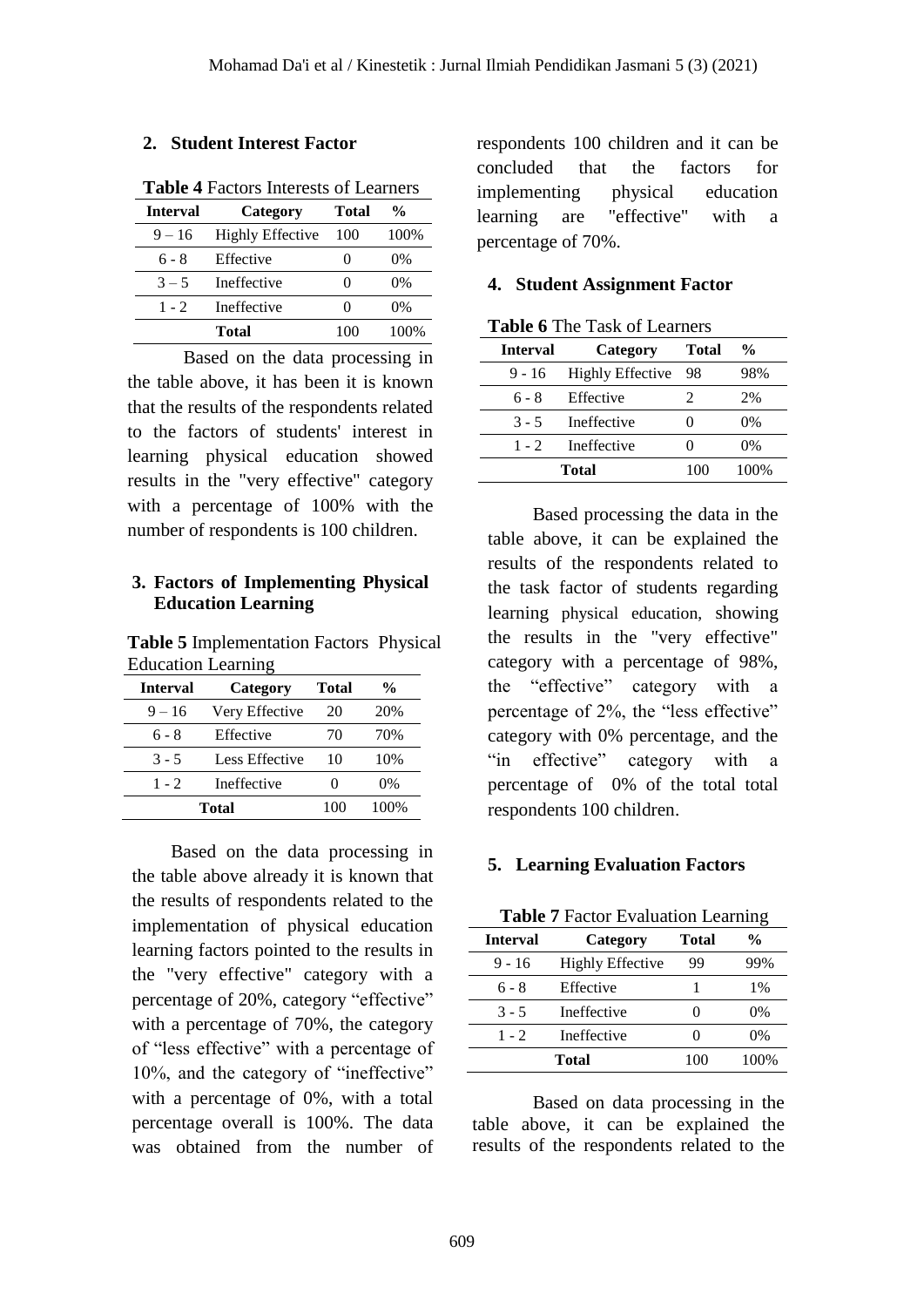## 2. Student Interest Factor

**Table 4** Factors Interests of Learners

| Interval | Category | Total | % |
|---|---|---|---|
| 9 – 16 | Highly Effective | 100 | 100% |
| 6 - 8 | Effective | 0 | 0% |
| 3 – 5 | Ineffective | 0 | 0% |
| 1 - 2 | Ineffective | 0 | 0% |
| | **Total** | 100 | 100% |

Based on the data processing in the table above, it has been it is known that the results of the respondents related to the factors of students' interest in learning physical education showed results in the "very effective" category with a percentage of 100% with the number of respondents is 100 children.

## 3. Factors of Implementing Physical Education Learning

**Table 5** Implementation Factors Physical Education Learning

| Interval | Category | Total | % |
|---|---|---|---|
| 9 – 16 | Very Effective | 20 | 20% |
| 6 - 8 | Effective | 70 | 70% |
| 3 - 5 | Less Effective | 10 | 10% |
| 1 - 2 | Ineffective | 0 | 0% |
| **Total** | | 100 | 100% |

Based on the data processing in the table above already it is known that the results of respondents related to the implementation of physical education learning factors pointed to the results in the "very effective" category with a percentage of 20%, category "effective" with a percentage of 70%, the category of "less effective" with a percentage of 10%, and the category of "ineffective" with a percentage of 0%, with a total percentage overall is 100%. The data was obtained from the number of respondents 100 children and it can be concluded that the factors for implementing physical education learning are "effective" with a percentage of 70%.

## 4. Student Assignment Factor

**Table 6** The Task of Learners

| Interval | Category | Total | % |
|---|---|---|---|
| 9 - 16 | Highly Effective | 98 | 98% |
| 6 - 8 | Effective | 2 | 2% |
| 3 - 5 | Ineffective | 0 | 0% |
| 1 - 2 | Ineffective | 0 | 0% |
| **Total** | | 100 | 100% |

Based processing the data in the table above, it can be explained the results of the respondents related to the task factor of students regarding learning physical education, showing the results in the "very effective" category with a percentage of 98%, the "effective" category with a percentage of 2%, the "less effective" category with 0% percentage, and the "in effective" category with a percentage of 0% of the total total respondents 100 children.

## 5. Learning Evaluation Factors

**Table 7** Factor Evaluation Learning

| Interval | Category | Total | % |
|---|---|---|---|
| 9 - 16 | Highly Effective | 99 | 99% |
| 6 - 8 | Effective | 1 | 1% |
| 3 - 5 | Ineffective | 0 | 0% |
| 1 - 2 | Ineffective | 0 | 0% |
| **Total** | | 100 | 100% |

Based on data processing in the table above, it can be explained the results of the respondents related to the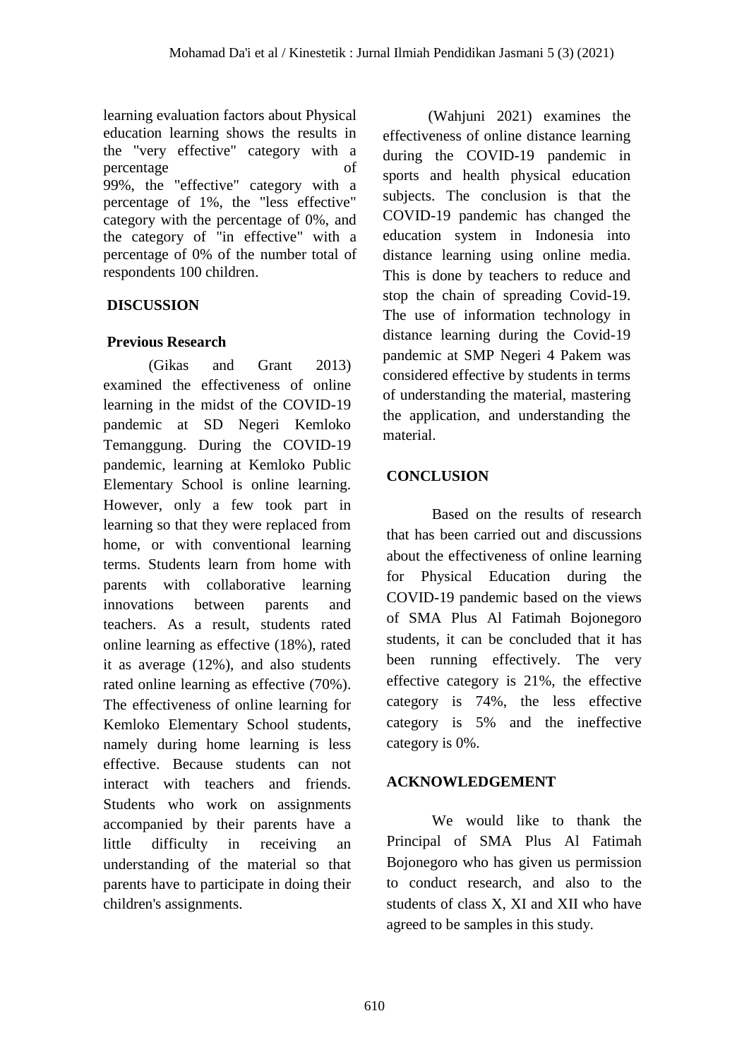learning evaluation factors about Physical education learning shows the results in the "very effective" category with a percentage of 99%, the "effective" category with a percentage of 1%, the "less effective" category with the percentage of 0%, and the category of "in effective" with a percentage of 0% of the number total of respondents 100 children.

## DISCUSSION

### Previous Research

(Gikas and Grant 2013) examined the effectiveness of online learning in the midst of the COVID-19 pandemic at SD Negeri Kemloko Temanggung. During the COVID-19 pandemic, learning at Kemloko Public Elementary School is online learning. However, only a few took part in learning so that they were replaced from home, or with conventional learning terms. Students learn from home with parents with collaborative learning innovations between parents and teachers. As a result, students rated online learning as effective (18%), rated it as average (12%), and also students rated online learning as effective (70%). The effectiveness of online learning for Kemloko Elementary School students, namely during home learning is less effective. Because students can not interact with teachers and friends. Students who work on assignments accompanied by their parents have a little difficulty in receiving an understanding of the material so that parents have to participate in doing their children's assignments.

(Wahjuni 2021) examines the effectiveness of online distance learning during the COVID-19 pandemic in sports and health physical education subjects. The conclusion is that the COVID-19 pandemic has changed the education system in Indonesia into distance learning using online media. This is done by teachers to reduce and stop the chain of spreading Covid-19. The use of information technology in distance learning during the Covid-19 pandemic at SMP Negeri 4 Pakem was considered effective by students in terms of understanding the material, mastering the application, and understanding the material.

## CONCLUSION

Based on the results of research that has been carried out and discussions about the effectiveness of online learning for Physical Education during the COVID-19 pandemic based on the views of SMA Plus Al Fatimah Bojonegoro students, it can be concluded that it has been running effectively. The very effective category is 21%, the effective category is 74%, the less effective category is 5% and the ineffective category is 0%.

## ACKNOWLEDGEMENT

We would like to thank the Principal of SMA Plus Al Fatimah Bojonegoro who has given us permission to conduct research, and also to the students of class X, XI and XII who have agreed to be samples in this study.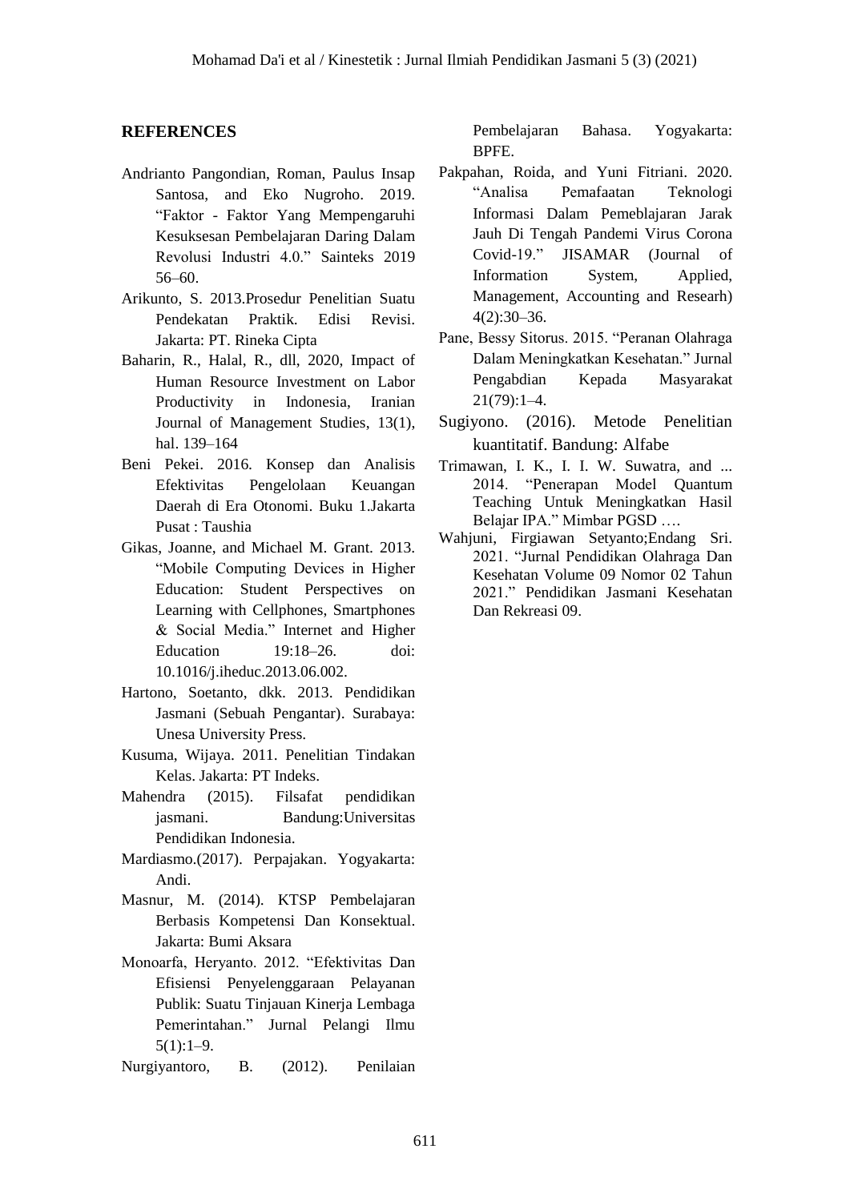## REFERENCES

Andrianto Pangondian, Roman, Paulus Insap Santosa, and Eko Nugroho. 2019. "Faktor - Faktor Yang Mempengaruhi Kesuksesan Pembelajaran Daring Dalam Revolusi Industri 4.0." Sainteks 2019 56–60.

Arikunto, S. 2013.Prosedur Penelitian Suatu Pendekatan Praktik. Edisi Revisi. Jakarta: PT. Rineka Cipta

Baharin, R., Halal, R., dll, 2020, Impact of Human Resource Investment on Labor Productivity in Indonesia, Iranian Journal of Management Studies, 13(1), hal. 139–164

Beni Pekei. 2016. Konsep dan Analisis Efektivitas Pengelolaan Keuangan Daerah di Era Otonomi. Buku 1.Jakarta Pusat : Taushia

Gikas, Joanne, and Michael M. Grant. 2013. "Mobile Computing Devices in Higher Education: Student Perspectives on Learning with Cellphones, Smartphones & Social Media." Internet and Higher Education 19:18–26. doi: 10.1016/j.iheduc.2013.06.002.

Hartono, Soetanto, dkk. 2013. Pendidikan Jasmani (Sebuah Pengantar). Surabaya: Unesa University Press.

Kusuma, Wijaya. 2011. Penelitian Tindakan Kelas. Jakarta: PT Indeks.

Mahendra (2015). Filsafat pendidikan jasmani. Bandung:Universitas Pendidikan Indonesia.

Mardiasmo.(2017). Perpajakan. Yogyakarta: Andi.

Masnur, M. (2014). KTSP Pembelajaran Berbasis Kompetensi Dan Konsektual. Jakarta: Bumi Aksara

Monoarfa, Heryanto. 2012. "Efektivitas Dan Efisiensi Penyelenggaraan Pelayanan Publik: Suatu Tinjauan Kinerja Lembaga Pemerintahan." Jurnal Pelangi Ilmu 5(1):1–9.

Nurgiyantoro, B. (2012). Penilaian Pembelajaran Bahasa. Yogyakarta: BPFE.

Pakpahan, Roida, and Yuni Fitriani. 2020. "Analisa Pemafaatan Teknologi Informasi Dalam Pemeblajaran Jarak Jauh Di Tengah Pandemi Virus Corona Covid-19." JISAMAR (Journal of Information System, Applied, Management, Accounting and Researh) 4(2):30–36.

Pane, Bessy Sitorus. 2015. "Peranan Olahraga Dalam Meningkatkan Kesehatan." Jurnal Pengabdian Kepada Masyarakat 21(79):1–4.

Sugiyono. (2016). Metode Penelitian kuantitatif. Bandung: Alfabe

Trimawan, I. K., I. I. W. Suwatra, and ... 2014. "Penerapan Model Quantum Teaching Untuk Meningkatkan Hasil Belajar IPA." Mimbar PGSD ….

Wahjuni, Firgiawan Setyanto;Endang Sri. 2021. "Jurnal Pendidikan Olahraga Dan Kesehatan Volume 09 Nomor 02 Tahun 2021." Pendidikan Jasmani Kesehatan Dan Rekreasi 09.